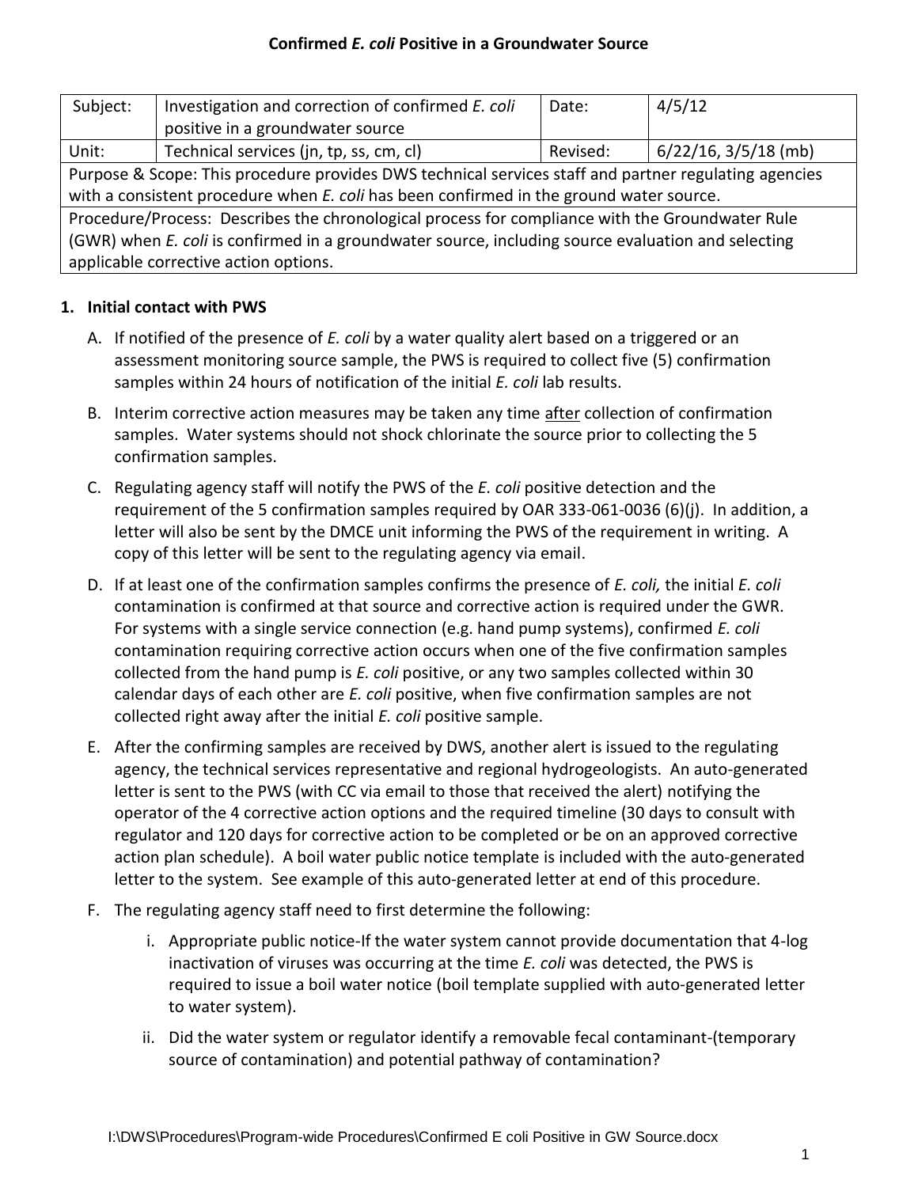# Confirmed *E. coli* Positive in a Groundwater Source

| Subject: | Investigation and correction of confirmed *E. coli* positive in a groundwater source | Date: | 4/5/12 |
|---|---|---|---|
| Unit: | Technical services (jn, tp, ss, cm, cl) | Revised: | 6/22/16, 3/5/18 (mb) |
| Purpose & Scope: This procedure provides DWS technical services staff and partner regulating agencies with a consistent procedure when *E. coli* has been confirmed in the ground water source. | | | |
| Procedure/Process: Describes the chronological process for compliance with the Groundwater Rule (GWR) when *E. coli* is confirmed in a groundwater source, including source evaluation and selecting applicable corrective action options. | | | |

## 1. Initial contact with PWS

A. If notified of the presence of *E. coli* by a water quality alert based on a triggered or an assessment monitoring source sample, the PWS is required to collect five (5) confirmation samples within 24 hours of notification of the initial *E. coli* lab results.

B. Interim corrective action measures may be taken any time after collection of confirmation samples. Water systems should not shock chlorinate the source prior to collecting the 5 confirmation samples.

C. Regulating agency staff will notify the PWS of the *E. coli* positive detection and the requirement of the 5 confirmation samples required by OAR 333-061-0036 (6)(j). In addition, a letter will also be sent by the DMCE unit informing the PWS of the requirement in writing. A copy of this letter will be sent to the regulating agency via email.

D. If at least one of the confirmation samples confirms the presence of *E. coli,* the initial *E. coli* contamination is confirmed at that source and corrective action is required under the GWR. For systems with a single service connection (e.g. hand pump systems), confirmed *E. coli* contamination requiring corrective action occurs when one of the five confirmation samples collected from the hand pump is *E. coli* positive, or any two samples collected within 30 calendar days of each other are *E. coli* positive, when five confirmation samples are not collected right away after the initial *E. coli* positive sample.

E. After the confirming samples are received by DWS, another alert is issued to the regulating agency, the technical services representative and regional hydrogeologists. An auto-generated letter is sent to the PWS (with CC via email to those that received the alert) notifying the operator of the 4 corrective action options and the required timeline (30 days to consult with regulator and 120 days for corrective action to be completed or be on an approved corrective action plan schedule). A boil water public notice template is included with the auto-generated letter to the system. See example of this auto-generated letter at end of this procedure.

F. The regulating agency staff need to first determine the following:

   i. Appropriate public notice-If the water system cannot provide documentation that 4-log inactivation of viruses was occurring at the time *E. coli* was detected, the PWS is required to issue a boil water notice (boil template supplied with auto-generated letter to water system).

   ii. Did the water system or regulator identify a removable fecal contaminant-(temporary source of contamination) and potential pathway of contamination?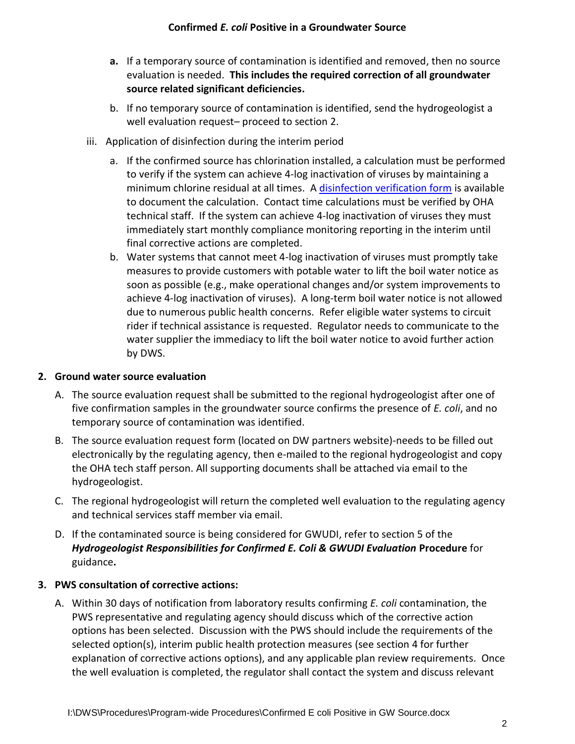a. If a temporary source of contamination is identified and removed, then no source evaluation is needed. **This includes the required correction of all groundwater source related significant deficiencies.**

b. If no temporary source of contamination is identified, send the hydrogeologist a well evaluation request– proceed to section 2.

iii. Application of disinfection during the interim period

a. If the confirmed source has chlorination installed, a calculation must be performed to verify if the system can achieve 4-log inactivation of viruses by maintaining a minimum chlorine residual at all times. A disinfection verification form is available to document the calculation. Contact time calculations must be verified by OHA technical staff. If the system can achieve 4-log inactivation of viruses they must immediately start monthly compliance monitoring reporting in the interim until final corrective actions are completed.

b. Water systems that cannot meet 4-log inactivation of viruses must promptly take measures to provide customers with potable water to lift the boil water notice as soon as possible (e.g., make operational changes and/or system improvements to achieve 4-log inactivation of viruses). A long-term boil water notice is not allowed due to numerous public health concerns. Refer eligible water systems to circuit rider if technical assistance is requested. Regulator needs to communicate to the water supplier the immediacy to lift the boil water notice to avoid further action by DWS.

**2. Ground water source evaluation**

A. The source evaluation request shall be submitted to the regional hydrogeologist after one of five confirmation samples in the groundwater source confirms the presence of *E. coli*, and no temporary source of contamination was identified.

B. The source evaluation request form (located on DW partners website)-needs to be filled out electronically by the regulating agency, then e-mailed to the regional hydrogeologist and copy the OHA tech staff person. All supporting documents shall be attached via email to the hydrogeologist.

C. The regional hydrogeologist will return the completed well evaluation to the regulating agency and technical services staff member via email.

D. If the contaminated source is being considered for GWUDI, refer to section 5 of the ***Hydrogeologist Responsibilities for Confirmed E. Coli & GWUDI Evaluation*** **Procedure** for guidance**.**

**3. PWS consultation of corrective actions:**

A. Within 30 days of notification from laboratory results confirming *E. coli* contamination, the PWS representative and regulating agency should discuss which of the corrective action options has been selected. Discussion with the PWS should include the requirements of the selected option(s), interim public health protection measures (see section 4 for further explanation of corrective actions options), and any applicable plan review requirements. Once the well evaluation is completed, the regulator shall contact the system and discuss relevant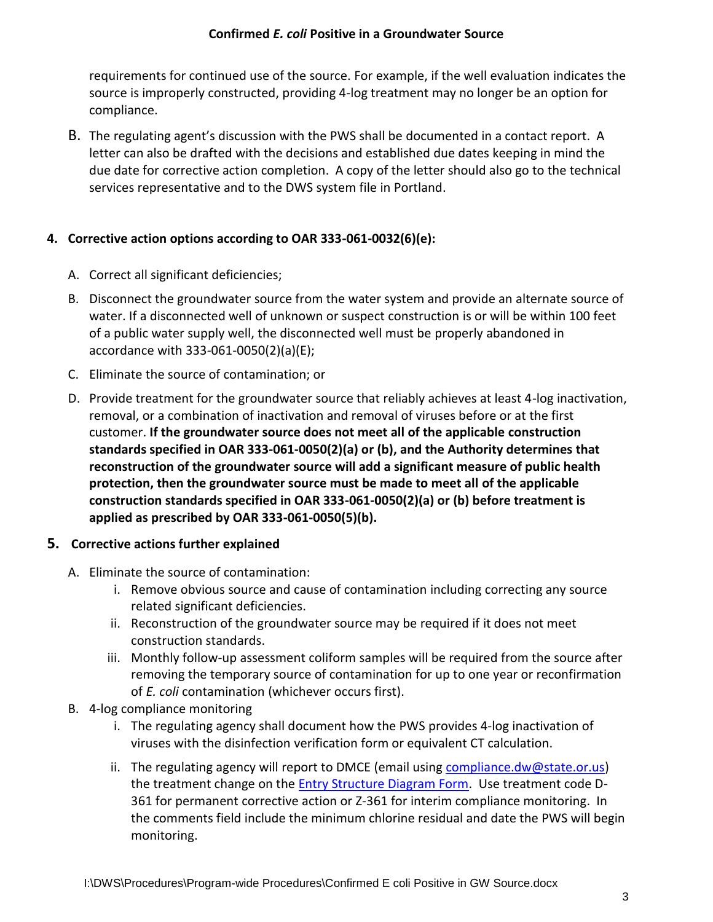requirements for continued use of the source. For example, if the well evaluation indicates the source is improperly constructed, providing 4-log treatment may no longer be an option for compliance.

B. The regulating agent's discussion with the PWS shall be documented in a contact report. A letter can also be drafted with the decisions and established due dates keeping in mind the due date for corrective action completion. A copy of the letter should also go to the technical services representative and to the DWS system file in Portland.

**4. Corrective action options according to OAR 333-061-0032(6)(e):**

A. Correct all significant deficiencies;

B. Disconnect the groundwater source from the water system and provide an alternate source of water. If a disconnected well of unknown or suspect construction is or will be within 100 feet of a public water supply well, the disconnected well must be properly abandoned in accordance with 333-061-0050(2)(a)(E);

C. Eliminate the source of contamination; or

D. Provide treatment for the groundwater source that reliably achieves at least 4-log inactivation, removal, or a combination of inactivation and removal of viruses before or at the first customer. **If the groundwater source does not meet all of the applicable construction standards specified in OAR 333-061-0050(2)(a) or (b), and the Authority determines that reconstruction of the groundwater source will add a significant measure of public health protection, then the groundwater source must be made to meet all of the applicable construction standards specified in OAR 333-061-0050(2)(a) or (b) before treatment is applied as prescribed by OAR 333-061-0050(5)(b).**

**5. Corrective actions further explained**

A. Eliminate the source of contamination:
   i. Remove obvious source and cause of contamination including correcting any source related significant deficiencies.
   ii. Reconstruction of the groundwater source may be required if it does not meet construction standards.
   iii. Monthly follow-up assessment coliform samples will be required from the source after removing the temporary source of contamination for up to one year or reconfirmation of *E. coli* contamination (whichever occurs first).

B. 4-log compliance monitoring
   i. The regulating agency shall document how the PWS provides 4-log inactivation of viruses with the disinfection verification form or equivalent CT calculation.
   ii. The regulating agency will report to DMCE (email using compliance.dw@state.or.us) the treatment change on the Entry Structure Diagram Form. Use treatment code D-361 for permanent corrective action or Z-361 for interim compliance monitoring. In the comments field include the minimum chlorine residual and date the PWS will begin monitoring.

I:\DWS\Procedures\Program-wide Procedures\Confirmed E coli Positive in GW Source.docx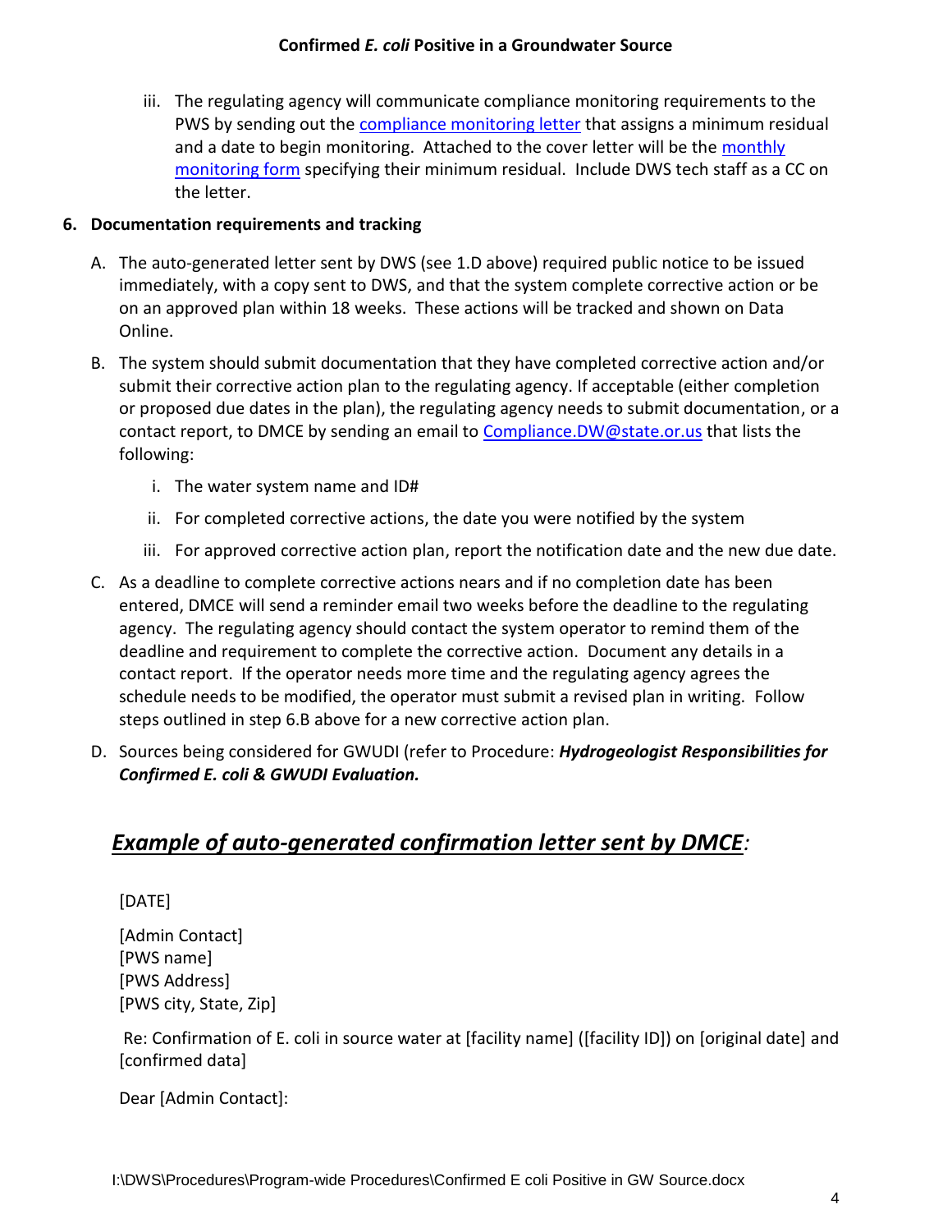iii. The regulating agency will communicate compliance monitoring requirements to the PWS by sending out the compliance monitoring letter that assigns a minimum residual and a date to begin monitoring. Attached to the cover letter will be the monthly monitoring form specifying their minimum residual. Include DWS tech staff as a CC on the letter.

**6. Documentation requirements and tracking**

A. The auto-generated letter sent by DWS (see 1.D above) required public notice to be issued immediately, with a copy sent to DWS, and that the system complete corrective action or be on an approved plan within 18 weeks. These actions will be tracked and shown on Data Online.

B. The system should submit documentation that they have completed corrective action and/or submit their corrective action plan to the regulating agency. If acceptable (either completion or proposed due dates in the plan), the regulating agency needs to submit documentation, or a contact report, to DMCE by sending an email to Compliance.DW@state.or.us that lists the following:

   i. The water system name and ID#

   ii. For completed corrective actions, the date you were notified by the system

   iii. For approved corrective action plan, report the notification date and the new due date.

C. As a deadline to complete corrective actions nears and if no completion date has been entered, DMCE will send a reminder email two weeks before the deadline to the regulating agency. The regulating agency should contact the system operator to remind them of the deadline and requirement to complete the corrective action. Document any details in a contact report. If the operator needs more time and the regulating agency agrees the schedule needs to be modified, the operator must submit a revised plan in writing. Follow steps outlined in step 6.B above for a new corrective action plan.

D. Sources being considered for GWUDI (refer to Procedure: ***Hydrogeologist Responsibilities for Confirmed E. coli & GWUDI Evaluation.***

## ***Example of auto-generated confirmation letter sent by DMCE:***

[DATE]

[Admin Contact]
[PWS name]
[PWS Address]
[PWS city, State, Zip]

Re: Confirmation of E. coli in source water at [facility name] ([facility ID]) on [original date] and [confirmed data]

Dear [Admin Contact]: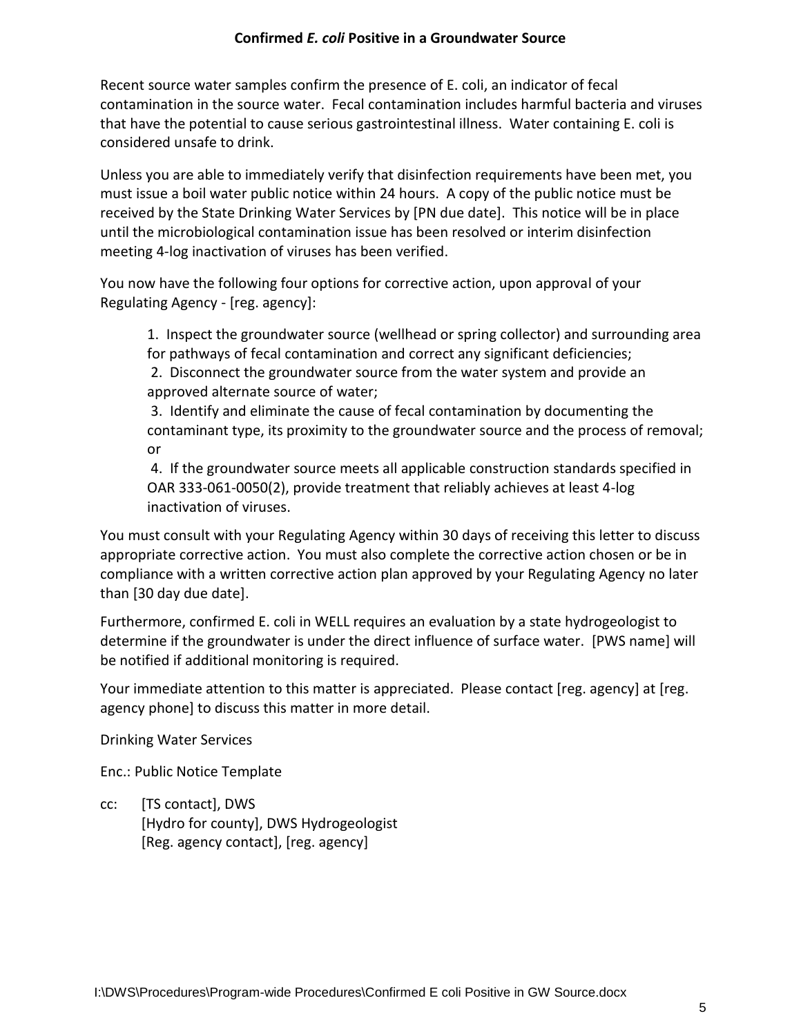# Confirmed *E. coli* Positive in a Groundwater Source

Recent source water samples confirm the presence of E. coli, an indicator of fecal contamination in the source water. Fecal contamination includes harmful bacteria and viruses that have the potential to cause serious gastrointestinal illness. Water containing E. coli is considered unsafe to drink.

Unless you are able to immediately verify that disinfection requirements have been met, you must issue a boil water public notice within 24 hours. A copy of the public notice must be received by the State Drinking Water Services by [PN due date]. This notice will be in place until the microbiological contamination issue has been resolved or interim disinfection meeting 4-log inactivation of viruses has been verified.

You now have the following four options for corrective action, upon approval of your Regulating Agency - [reg. agency]:

1. Inspect the groundwater source (wellhead or spring collector) and surrounding area for pathways of fecal contamination and correct any significant deficiencies;
2. Disconnect the groundwater source from the water system and provide an approved alternate source of water;
3. Identify and eliminate the cause of fecal contamination by documenting the contaminant type, its proximity to the groundwater source and the process of removal; or
4. If the groundwater source meets all applicable construction standards specified in OAR 333-061-0050(2), provide treatment that reliably achieves at least 4-log inactivation of viruses.

You must consult with your Regulating Agency within 30 days of receiving this letter to discuss appropriate corrective action. You must also complete the corrective action chosen or be in compliance with a written corrective action plan approved by your Regulating Agency no later than [30 day due date].

Furthermore, confirmed E. coli in WELL requires an evaluation by a state hydrogeologist to determine if the groundwater is under the direct influence of surface water. [PWS name] will be notified if additional monitoring is required.

Your immediate attention to this matter is appreciated. Please contact [reg. agency] at [reg. agency phone] to discuss this matter in more detail.

Drinking Water Services

Enc.: Public Notice Template

cc: [TS contact], DWS
[Hydro for county], DWS Hydrogeologist
[Reg. agency contact], [reg. agency]

I:\DWS\Procedures\Program-wide Procedures\Confirmed E coli Positive in GW Source.docx